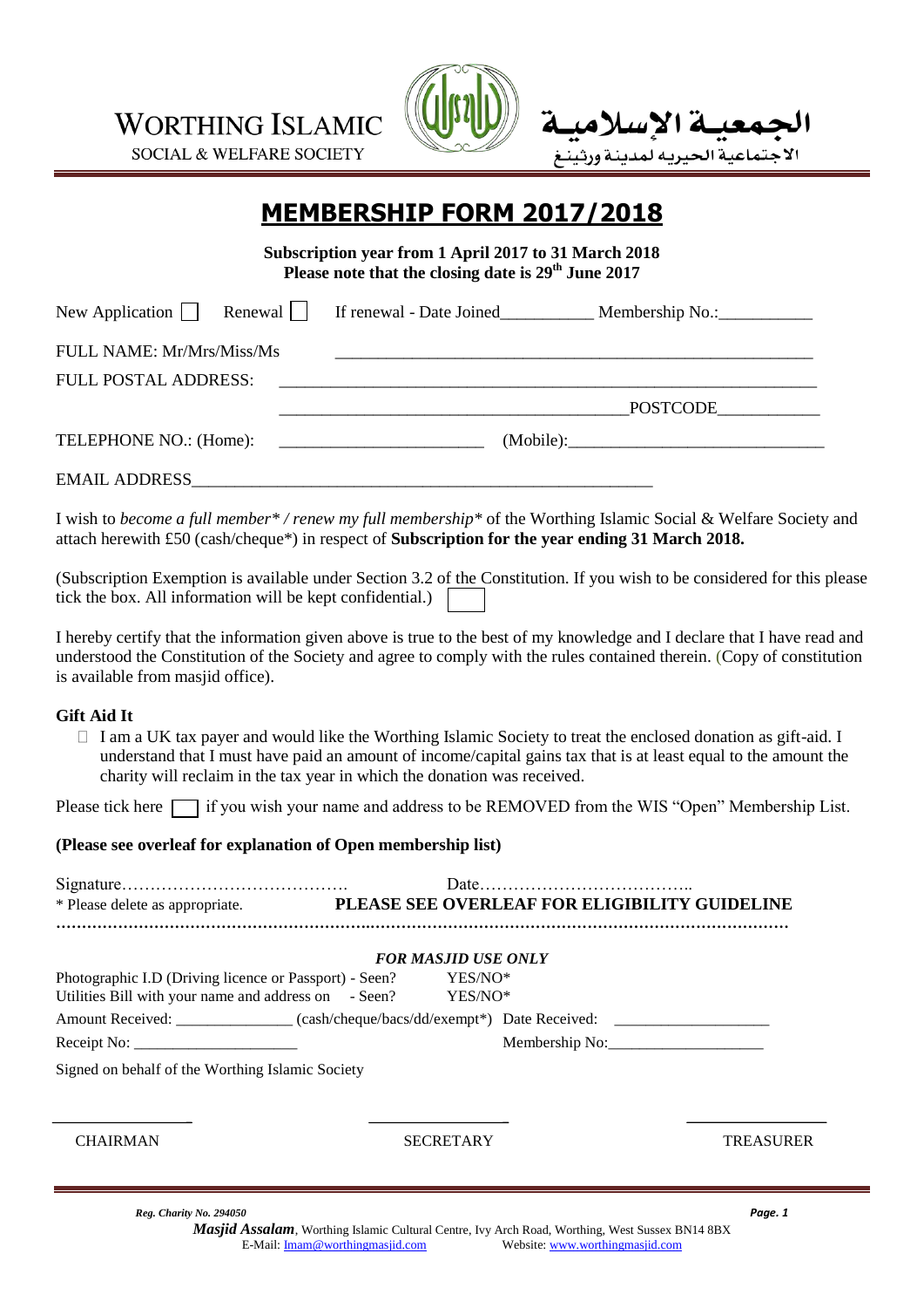WORTHING ISLAMIC SOCIAL & WELFARE SOCIETY

الجمعيــة الإسلاميــة الاجتماعية الحيريه لمدينة ورثينغ

# MEMBERSHIP FORM 2017/2018

**Subscription year from 1 April 2017 to 31 March 2018**
**Please note that the closing date is 29th June 2017**

New Application ☐ Renewal ☐ If renewal - Date Joined___________ Membership No.:___________

FULL NAME: Mr/Mrs/Miss/Ms ________________________________________________________

FULL POSTAL ADDRESS: ______________________________________________________________

________________________________________POSTCODE____________

TELEPHONE NO.: (Home): ________________________ (Mobile):______________________________

EMAIL ADDRESS_______________________________________________________

I wish to *become a full member\* / renew my full membership\** of the Worthing Islamic Social & Welfare Society and attach herewith £50 (cash/cheque\*) in respect of **Subscription for the year ending 31 March 2018.**

(Subscription Exemption is available under Section 3.2 of the Constitution. If you wish to be considered for this please tick the box. All information will be kept confidential.) ☐

I hereby certify that the information given above is true to the best of my knowledge and I declare that I have read and understood the Constitution of the Society and agree to comply with the rules contained therein. (Copy of constitution is available from masjid office).

**Gift Aid It**

- ☐ I am a UK tax payer and would like the Worthing Islamic Society to treat the enclosed donation as gift-aid. I understand that I must have paid an amount of income/capital gains tax that is at least equal to the amount the charity will reclaim in the tax year in which the donation was received.

Please tick here ☐ if you wish your name and address to be REMOVED from the WIS "Open" Membership List.

**(Please see overleaf for explanation of Open membership list)**

Signature…………………………………. Date………………………………..

\* Please delete as appropriate. **PLEASE SEE OVERLEAF FOR ELIGIBILITY GUIDELINE**

…………………………………………………………………………………………………………………

***FOR MASJID USE ONLY***

Photographic I.D (Driving licence or Passport) - Seen? YES/NO\*

Utilities Bill with your name and address on - Seen? YES/NO\*

Amount Received: ______________ (cash/cheque/bacs/dd/exempt\*) Date Received: __________________

Receipt No: ____________________ Membership No:___________________

Signed on behalf of the Worthing Islamic Society

________________ ________________ ________________

CHAIRMAN SECRETARY TREASURER

*Reg. Charity No. 294050*

***Masjid Assalam***, Worthing Islamic Cultural Centre, Ivy Arch Road, Worthing, West Sussex BN14 8BX
E-Mail: Imam@worthingmasjid.com Website: www.worthingmasjid.com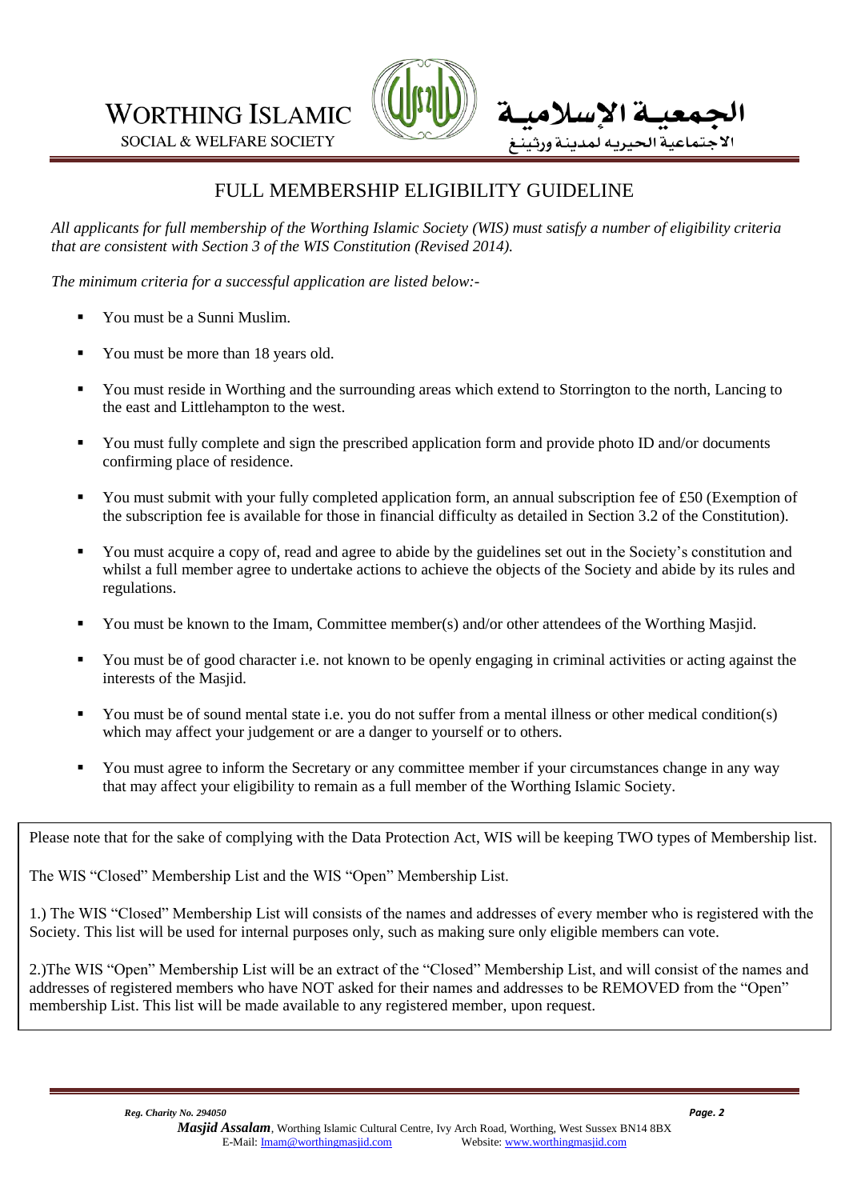# FULL MEMBERSHIP ELIGIBILITY GUIDELINE

*All applicants for full membership of the Worthing Islamic Society (WIS) must satisfy a number of eligibility criteria that are consistent with Section 3 of the WIS Constitution (Revised 2014).*

*The minimum criteria for a successful application are listed below:-*

- You must be a Sunni Muslim.
- You must be more than 18 years old.
- You must reside in Worthing and the surrounding areas which extend to Storrington to the north, Lancing to the east and Littlehampton to the west.
- You must fully complete and sign the prescribed application form and provide photo ID and/or documents confirming place of residence.
- You must submit with your fully completed application form, an annual subscription fee of £50 (Exemption of the subscription fee is available for those in financial difficulty as detailed in Section 3.2 of the Constitution).
- You must acquire a copy of, read and agree to abide by the guidelines set out in the Society's constitution and whilst a full member agree to undertake actions to achieve the objects of the Society and abide by its rules and regulations.
- You must be known to the Imam, Committee member(s) and/or other attendees of the Worthing Masjid.
- You must be of good character i.e. not known to be openly engaging in criminal activities or acting against the interests of the Masjid.
- You must be of sound mental state i.e. you do not suffer from a mental illness or other medical condition(s) which may affect your judgement or are a danger to yourself or to others.
- You must agree to inform the Secretary or any committee member if your circumstances change in any way that may affect your eligibility to remain as a full member of the Worthing Islamic Society.

Please note that for the sake of complying with the Data Protection Act, WIS will be keeping TWO types of Membership list.

The WIS "Closed" Membership List and the WIS "Open" Membership List.

1.) The WIS "Closed" Membership List will consists of the names and addresses of every member who is registered with the Society. This list will be used for internal purposes only, such as making sure only eligible members can vote.

2.)The WIS "Open" Membership List will be an extract of the "Closed" Membership List, and will consist of the names and addresses of registered members who have NOT asked for their names and addresses to be REMOVED from the "Open" membership List. This list will be made available to any registered member, upon request.